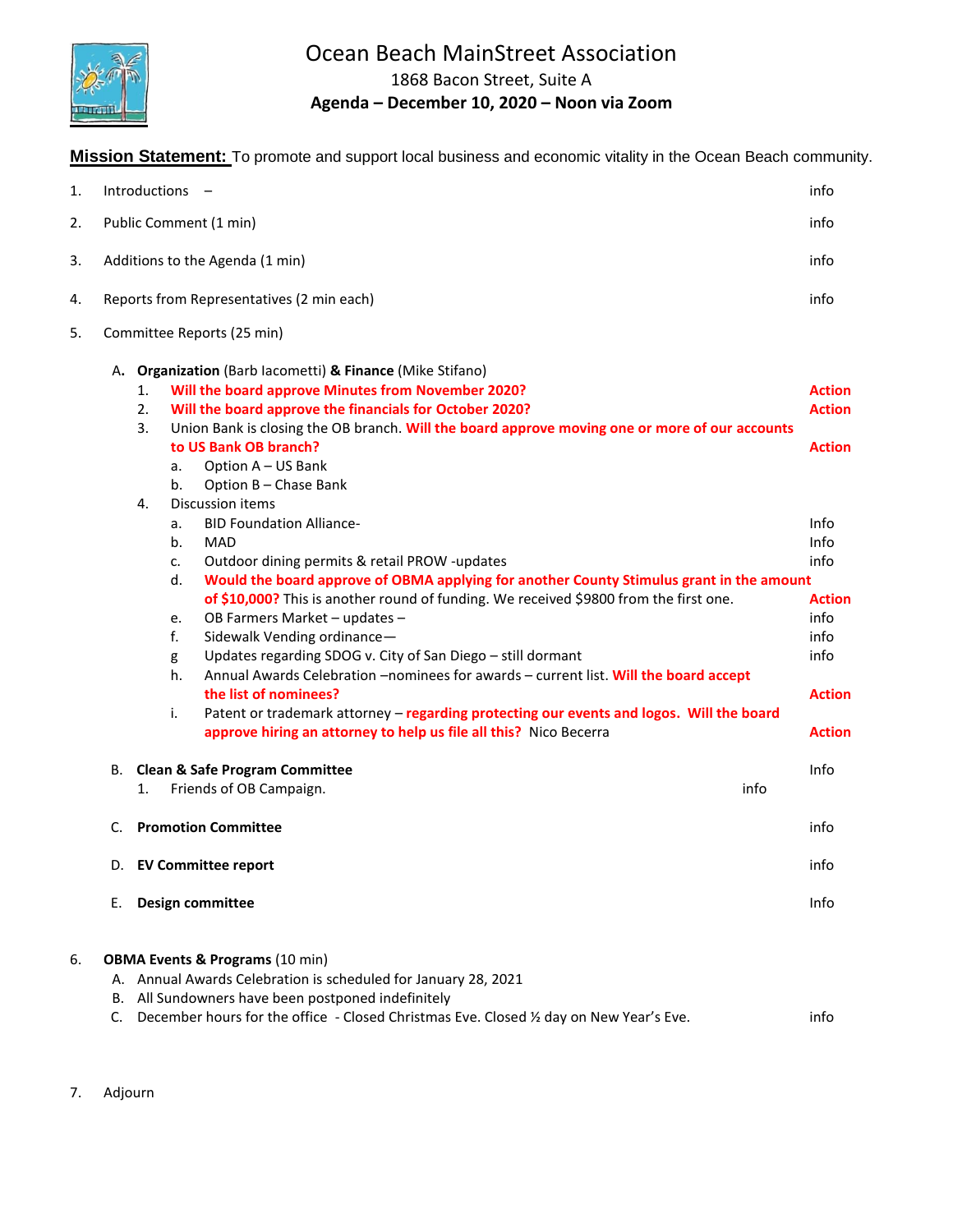# Ocean Beach MainStreet Association

1868 Bacon Street, Suite A

**Agenda – December 10, 2020 – Noon via Zoom**

**Mission Statement:** To promote and support local business and economic vitality in the Ocean Beach community.

1. Introductions – info
2. Public Comment (1 min) info
3. Additions to the Agenda (1 min) info
4. Reports from Representatives (2 min each) info
5. Committee Reports (25 min)

   A. **Organization** (Barb Iacometti) **& Finance** (Mike Stifano)
   1. **Will the board approve Minutes from November 2020?** **Action**
   2. **Will the board approve the financials for October 2020?** **Action**
   3. Union Bank is closing the OB branch. **Will the board approve moving one or more of our accounts to US Bank OB branch?** **Action**
      a. Option A – US Bank
      b. Option B – Chase Bank
   4. Discussion items
      a. BID Foundation Alliance- Info
      b. MAD Info
      c. Outdoor dining permits & retail PROW -updates info
      d. **Would the board approve of OBMA applying for another County Stimulus grant in the amount of $10,000?** This is another round of funding. We received $9800 from the first one. **Action**
      e. OB Farmers Market – updates – info
      f. Sidewalk Vending ordinance— info
      g Updates regarding SDOG v. City of San Diego – still dormant info
      h. Annual Awards Celebration –nominees for awards – current list. **Will the board accept the list of nominees?** **Action**
      i. Patent or trademark attorney – **regarding protecting our events and logos. Will the board approve hiring an attorney to help us file all this?** Nico Becerra **Action**

   B. **Clean & Safe Program Committee** Info
   1. Friends of OB Campaign. info

   C. **Promotion Committee** info

   D. **EV Committee report** info

   E. **Design committee** Info

6. **OBMA Events & Programs** (10 min)
   A. Annual Awards Celebration is scheduled for January 28, 2021
   B. All Sundowners have been postponed indefinitely
   C. December hours for the office - Closed Christmas Eve. Closed ½ day on New Year's Eve. info

7. Adjourn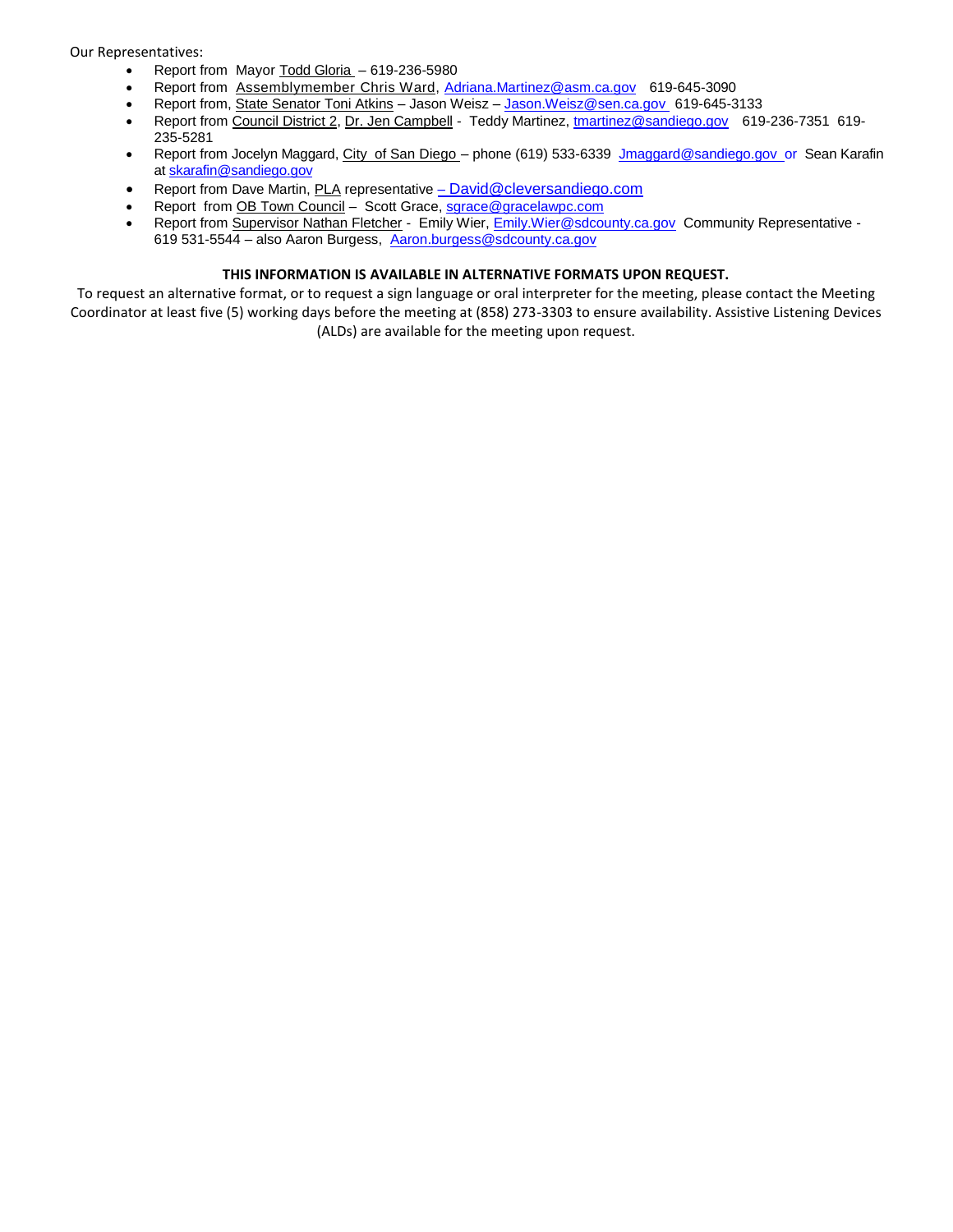Our Representatives:

- Report from Mayor Todd Gloria – 619-236-5980
- Report from Assemblymember Chris Ward, Adriana.Martinez@asm.ca.gov 619-645-3090
- Report from, State Senator Toni Atkins – Jason Weisz – Jason.Weisz@sen.ca.gov 619-645-3133
- Report from Council District 2, Dr. Jen Campbell - Teddy Martinez, tmartinez@sandiego.gov 619-236-7351 619-235-5281
- Report from Jocelyn Maggard, City of San Diego – phone (619) 533-6339 Jmaggard@sandiego.gov or Sean Karafin at skarafin@sandiego.gov
- Report from Dave Martin, PLA representative – David@cleversandiego.com
- Report from OB Town Council – Scott Grace, sgrace@gracelawpc.com
- Report from Supervisor Nathan Fletcher - Emily Wier, Emily.Wier@sdcounty.ca.gov Community Representative - 619 531-5544 – also Aaron Burgess, Aaron.burgess@sdcounty.ca.gov

**THIS INFORMATION IS AVAILABLE IN ALTERNATIVE FORMATS UPON REQUEST.**

To request an alternative format, or to request a sign language or oral interpreter for the meeting, please contact the Meeting Coordinator at least five (5) working days before the meeting at (858) 273-3303 to ensure availability. Assistive Listening Devices (ALDs) are available for the meeting upon request.